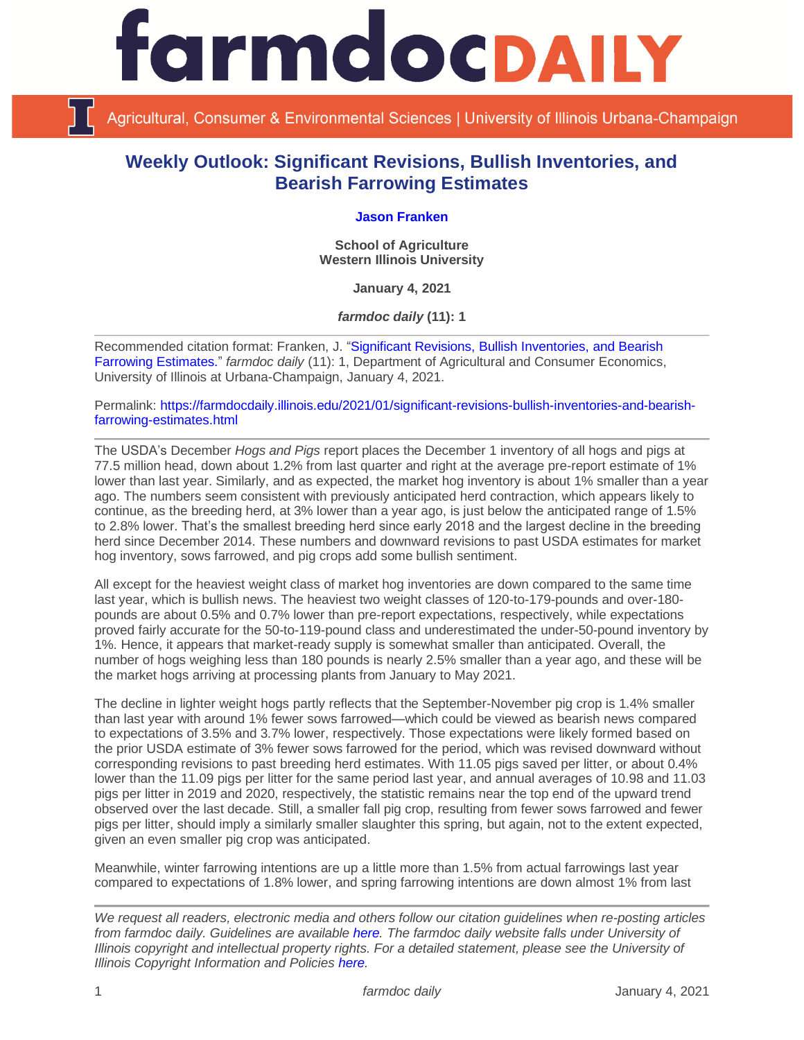# farmdocDAILY

Agricultural, Consumer & Environmental Sciences | University of Illinois Urbana-Champaign

## Weekly Outlook: Significant Revisions, Bullish Inventories, and Bearish Farrowing Estimates

**Jason Franken**

**School of Agriculture**
**Western Illinois University**

**January 4, 2021**

***farmdoc daily* (11): 1**

Recommended citation format: Franken, J. "Significant Revisions, Bullish Inventories, and Bearish Farrowing Estimates." *farmdoc daily* (11): 1, Department of Agricultural and Consumer Economics, University of Illinois at Urbana-Champaign, January 4, 2021.

Permalink: https://farmdocdaily.illinois.edu/2021/01/significant-revisions-bullish-inventories-and-bearish-farrowing-estimates.html

---

The USDA's December *Hogs and Pigs* report places the December 1 inventory of all hogs and pigs at 77.5 million head, down about 1.2% from last quarter and right at the average pre-report estimate of 1% lower than last year. Similarly, and as expected, the market hog inventory is about 1% smaller than a year ago. The numbers seem consistent with previously anticipated herd contraction, which appears likely to continue, as the breeding herd, at 3% lower than a year ago, is just below the anticipated range of 1.5% to 2.8% lower. That's the smallest breeding herd since early 2018 and the largest decline in the breeding herd since December 2014. These numbers and downward revisions to past USDA estimates for market hog inventory, sows farrowed, and pig crops add some bullish sentiment.

All except for the heaviest weight class of market hog inventories are down compared to the same time last year, which is bullish news. The heaviest two weight classes of 120-to-179-pounds and over-180-pounds are about 0.5% and 0.7% lower than pre-report expectations, respectively, while expectations proved fairly accurate for the 50-to-119-pound class and underestimated the under-50-pound inventory by 1%. Hence, it appears that market-ready supply is somewhat smaller than anticipated. Overall, the number of hogs weighing less than 180 pounds is nearly 2.5% smaller than a year ago, and these will be the market hogs arriving at processing plants from January to May 2021.

The decline in lighter weight hogs partly reflects that the September-November pig crop is 1.4% smaller than last year with around 1% fewer sows farrowed—which could be viewed as bearish news compared to expectations of 3.5% and 3.7% lower, respectively. Those expectations were likely formed based on the prior USDA estimate of 3% fewer sows farrowed for the period, which was revised downward without corresponding revisions to past breeding herd estimates. With 11.05 pigs saved per litter, or about 0.4% lower than the 11.09 pigs per litter for the same period last year, and annual averages of 10.98 and 11.03 pigs per litter in 2019 and 2020, respectively, the statistic remains near the top end of the upward trend observed over the last decade. Still, a smaller fall pig crop, resulting from fewer sows farrowed and fewer pigs per litter, should imply a similarly smaller slaughter this spring, but again, not to the extent expected, given an even smaller pig crop was anticipated.

Meanwhile, winter farrowing intentions are up a little more than 1.5% from actual farrowings last year compared to expectations of 1.8% lower, and spring farrowing intentions are down almost 1% from last

---

*We request all readers, electronic media and others follow our citation guidelines when re-posting articles from farmdoc daily. Guidelines are available here. The farmdoc daily website falls under University of Illinois copyright and intellectual property rights. For a detailed statement, please see the University of Illinois Copyright Information and Policies here.*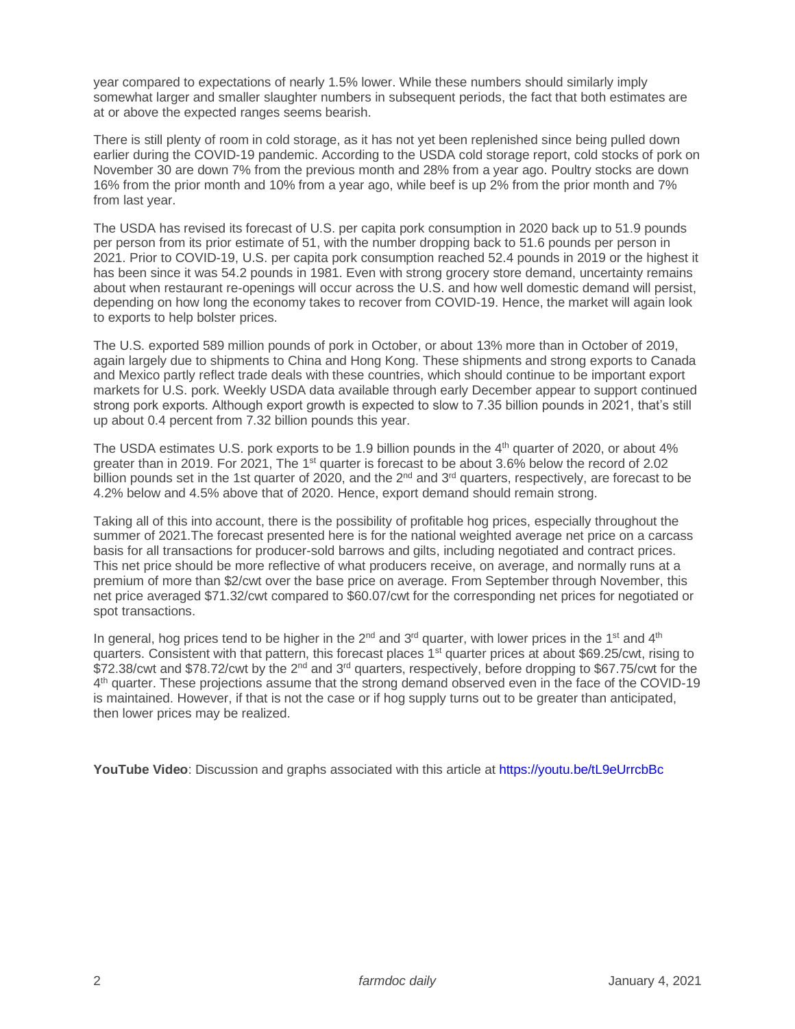year compared to expectations of nearly 1.5% lower. While these numbers should similarly imply somewhat larger and smaller slaughter numbers in subsequent periods, the fact that both estimates are at or above the expected ranges seems bearish.

There is still plenty of room in cold storage, as it has not yet been replenished since being pulled down earlier during the COVID-19 pandemic. According to the USDA cold storage report, cold stocks of pork on November 30 are down 7% from the previous month and 28% from a year ago. Poultry stocks are down 16% from the prior month and 10% from a year ago, while beef is up 2% from the prior month and 7% from last year.

The USDA has revised its forecast of U.S. per capita pork consumption in 2020 back up to 51.9 pounds per person from its prior estimate of 51, with the number dropping back to 51.6 pounds per person in 2021. Prior to COVID-19, U.S. per capita pork consumption reached 52.4 pounds in 2019 or the highest it has been since it was 54.2 pounds in 1981. Even with strong grocery store demand, uncertainty remains about when restaurant re-openings will occur across the U.S. and how well domestic demand will persist, depending on how long the economy takes to recover from COVID-19. Hence, the market will again look to exports to help bolster prices.

The U.S. exported 589 million pounds of pork in October, or about 13% more than in October of 2019, again largely due to shipments to China and Hong Kong. These shipments and strong exports to Canada and Mexico partly reflect trade deals with these countries, which should continue to be important export markets for U.S. pork. Weekly USDA data available through early December appear to support continued strong pork exports. Although export growth is expected to slow to 7.35 billion pounds in 2021, that's still up about 0.4 percent from 7.32 billion pounds this year.

The USDA estimates U.S. pork exports to be 1.9 billion pounds in the 4th quarter of 2020, or about 4% greater than in 2019. For 2021, The 1st quarter is forecast to be about 3.6% below the record of 2.02 billion pounds set in the 1st quarter of 2020, and the 2nd and 3rd quarters, respectively, are forecast to be 4.2% below and 4.5% above that of 2020. Hence, export demand should remain strong.

Taking all of this into account, there is the possibility of profitable hog prices, especially throughout the summer of 2021.The forecast presented here is for the national weighted average net price on a carcass basis for all transactions for producer-sold barrows and gilts, including negotiated and contract prices. This net price should be more reflective of what producers receive, on average, and normally runs at a premium of more than $2/cwt over the base price on average. From September through November, this net price averaged $71.32/cwt compared to $60.07/cwt for the corresponding net prices for negotiated or spot transactions.

In general, hog prices tend to be higher in the 2nd and 3rd quarter, with lower prices in the 1st and 4th quarters. Consistent with that pattern, this forecast places 1st quarter prices at about $69.25/cwt, rising to $72.38/cwt and $78.72/cwt by the 2nd and 3rd quarters, respectively, before dropping to $67.75/cwt for the 4th quarter. These projections assume that the strong demand observed even in the face of the COVID-19 is maintained. However, if that is not the case or if hog supply turns out to be greater than anticipated, then lower prices may be realized.

**YouTube Video**: Discussion and graphs associated with this article at https://youtu.be/tL9eUrrcbBc